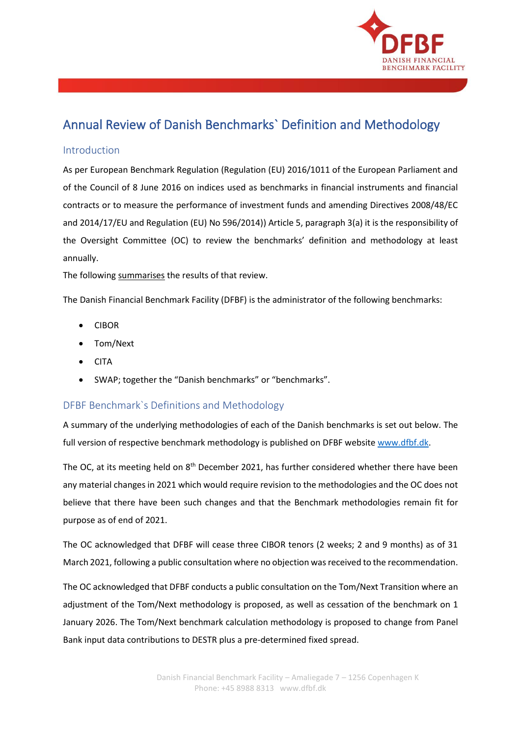# Annual Review of Danish Benchmarks` Definition and Methodology

## Introduction

As per European Benchmark Regulation (Regulation (EU) 2016/1011 of the European Parliament and of the Council of 8 June 2016 on indices used as benchmarks in financial instruments and financial contracts or to measure the performance of investment funds and amending Directives 2008/48/EC and 2014/17/EU and Regulation (EU) No 596/2014)) Article 5, paragraph 3(a) it is the responsibility of the Oversight Committee (OC) to review the benchmarks' definition and methodology at least annually.

The following summarises the results of that review.

The Danish Financial Benchmark Facility (DFBF) is the administrator of the following benchmarks:

- CIBOR
- Tom/Next
- CITA
- SWAP; together the "Danish benchmarks" or "benchmarks".

## DFBF Benchmark`s Definitions and Methodology

A summary of the underlying methodologies of each of the Danish benchmarks is set out below. The full version of respective benchmark methodology is published on DFBF website www.dfbf.dk.

The OC, at its meeting held on 8th December 2021, has further considered whether there have been any material changes in 2021 which would require revision to the methodologies and the OC does not believe that there have been such changes and that the Benchmark methodologies remain fit for purpose as of end of 2021.

The OC acknowledged that DFBF will cease three CIBOR tenors (2 weeks; 2 and 9 months) as of 31 March 2021, following a public consultation where no objection was received to the recommendation.

The OC acknowledged that DFBF conducts a public consultation on the Tom/Next Transition where an adjustment of the Tom/Next methodology is proposed, as well as cessation of the benchmark on 1 January 2026. The Tom/Next benchmark calculation methodology is proposed to change from Panel Bank input data contributions to DESTR plus a pre-determined fixed spread.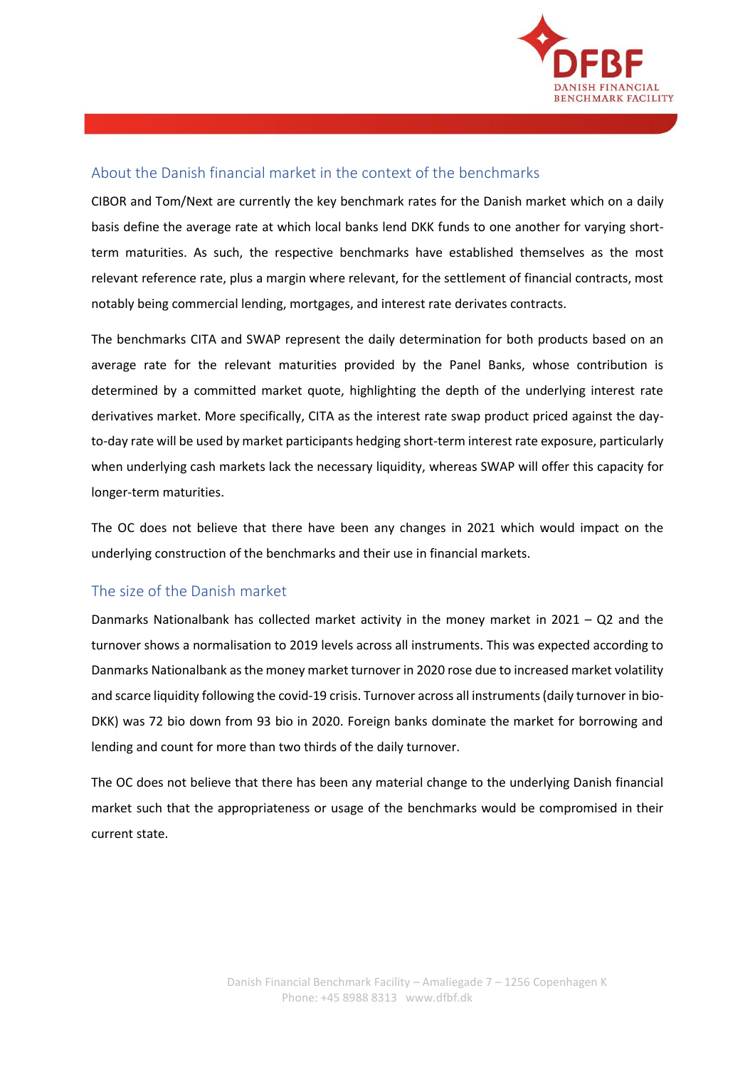## About the Danish financial market in the context of the benchmarks

CIBOR and Tom/Next are currently the key benchmark rates for the Danish market which on a daily basis define the average rate at which local banks lend DKK funds to one another for varying short-term maturities. As such, the respective benchmarks have established themselves as the most relevant reference rate, plus a margin where relevant, for the settlement of financial contracts, most notably being commercial lending, mortgages, and interest rate derivates contracts.

The benchmarks CITA and SWAP represent the daily determination for both products based on an average rate for the relevant maturities provided by the Panel Banks, whose contribution is determined by a committed market quote, highlighting the depth of the underlying interest rate derivatives market. More specifically, CITA as the interest rate swap product priced against the day-to-day rate will be used by market participants hedging short-term interest rate exposure, particularly when underlying cash markets lack the necessary liquidity, whereas SWAP will offer this capacity for longer-term maturities.

The OC does not believe that there have been any changes in 2021 which would impact on the underlying construction of the benchmarks and their use in financial markets.

## The size of the Danish market

Danmarks Nationalbank has collected market activity in the money market in 2021 – Q2 and the turnover shows a normalisation to 2019 levels across all instruments. This was expected according to Danmarks Nationalbank as the money market turnover in 2020 rose due to increased market volatility and scarce liquidity following the covid-19 crisis. Turnover across all instruments (daily turnover in bio-DKK) was 72 bio down from 93 bio in 2020. Foreign banks dominate the market for borrowing and lending and count for more than two thirds of the daily turnover.

The OC does not believe that there has been any material change to the underlying Danish financial market such that the appropriateness or usage of the benchmarks would be compromised in their current state.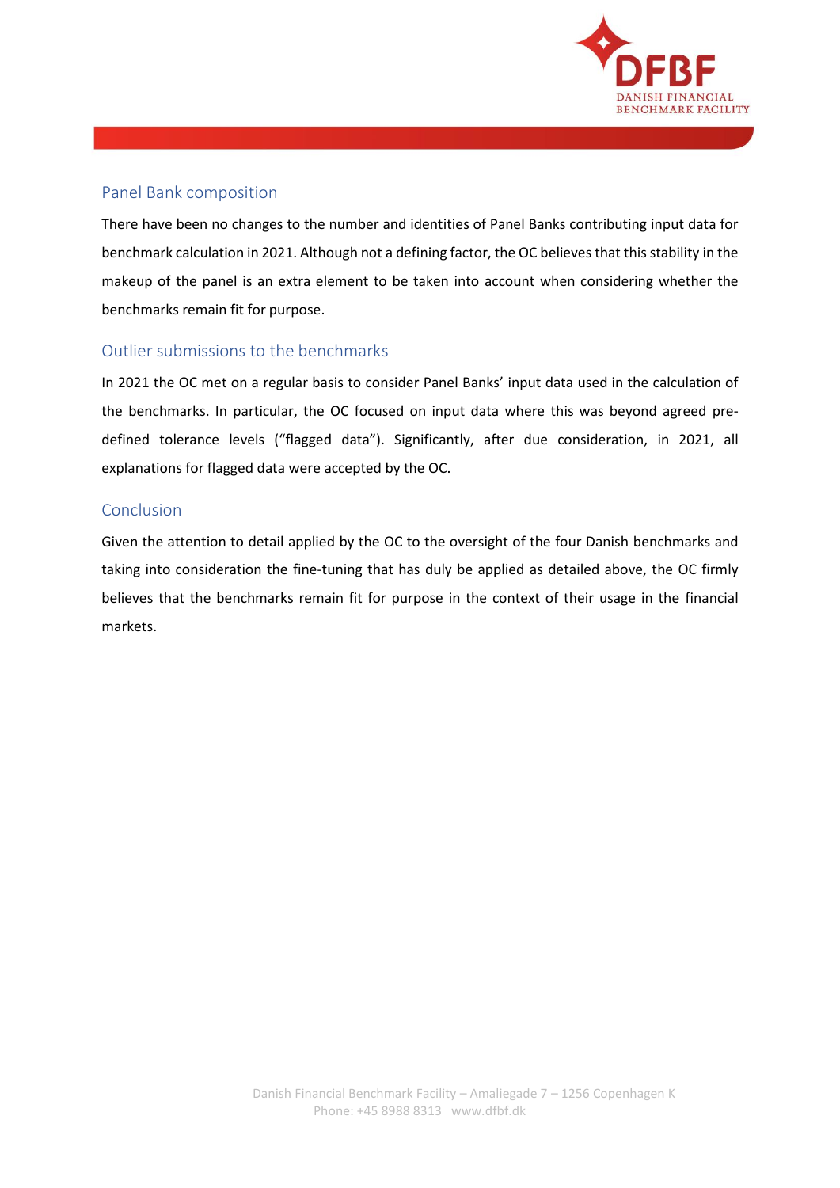## Panel Bank composition

There have been no changes to the number and identities of Panel Banks contributing input data for benchmark calculation in 2021. Although not a defining factor, the OC believes that this stability in the makeup of the panel is an extra element to be taken into account when considering whether the benchmarks remain fit for purpose.

## Outlier submissions to the benchmarks

In 2021 the OC met on a regular basis to consider Panel Banks' input data used in the calculation of the benchmarks. In particular, the OC focused on input data where this was beyond agreed pre-defined tolerance levels ("flagged data"). Significantly, after due consideration, in 2021, all explanations for flagged data were accepted by the OC.

## Conclusion

Given the attention to detail applied by the OC to the oversight of the four Danish benchmarks and taking into consideration the fine-tuning that has duly be applied as detailed above, the OC firmly believes that the benchmarks remain fit for purpose in the context of their usage in the financial markets.